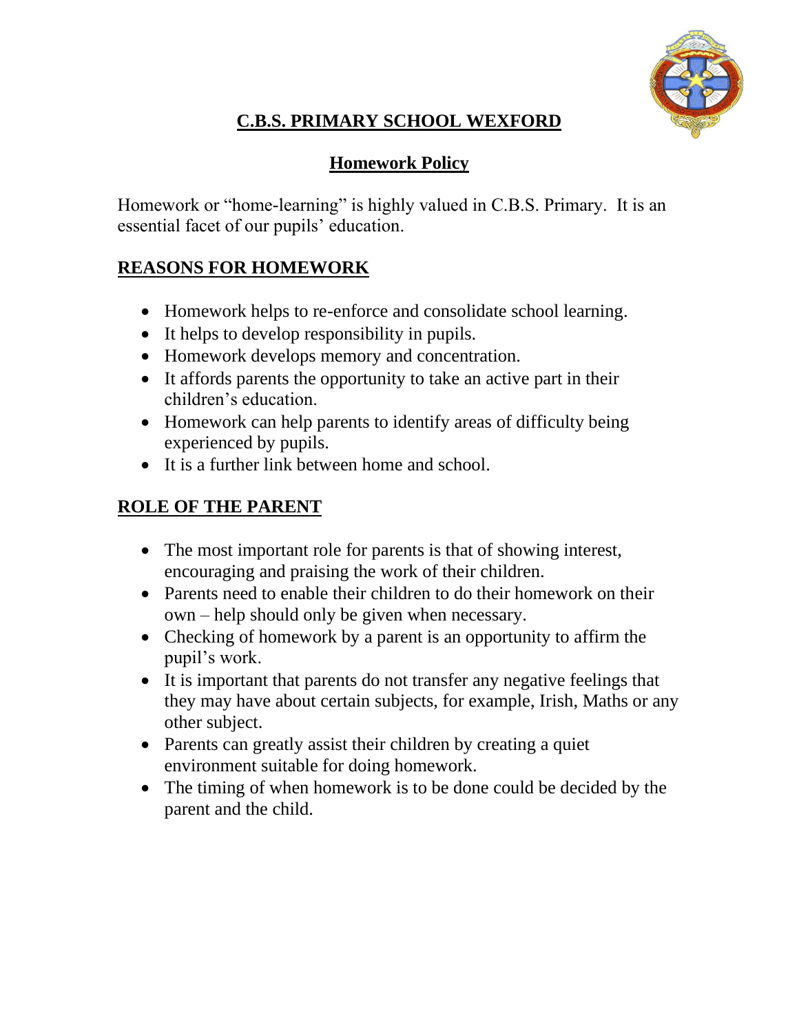# C.B.S. PRIMARY SCHOOL WEXFORD

## Homework Policy

Homework or "home-learning" is highly valued in C.B.S. Primary. It is an essential facet of our pupils' education.

## REASONS FOR HOMEWORK

- Homework helps to re-enforce and consolidate school learning.
- It helps to develop responsibility in pupils.
- Homework develops memory and concentration.
- It affords parents the opportunity to take an active part in their children's education.
- Homework can help parents to identify areas of difficulty being experienced by pupils.
- It is a further link between home and school.

## ROLE OF THE PARENT

- The most important role for parents is that of showing interest, encouraging and praising the work of their children.
- Parents need to enable their children to do their homework on their own – help should only be given when necessary.
- Checking of homework by a parent is an opportunity to affirm the pupil's work.
- It is important that parents do not transfer any negative feelings that they may have about certain subjects, for example, Irish, Maths or any other subject.
- Parents can greatly assist their children by creating a quiet environment suitable for doing homework.
- The timing of when homework is to be done could be decided by the parent and the child.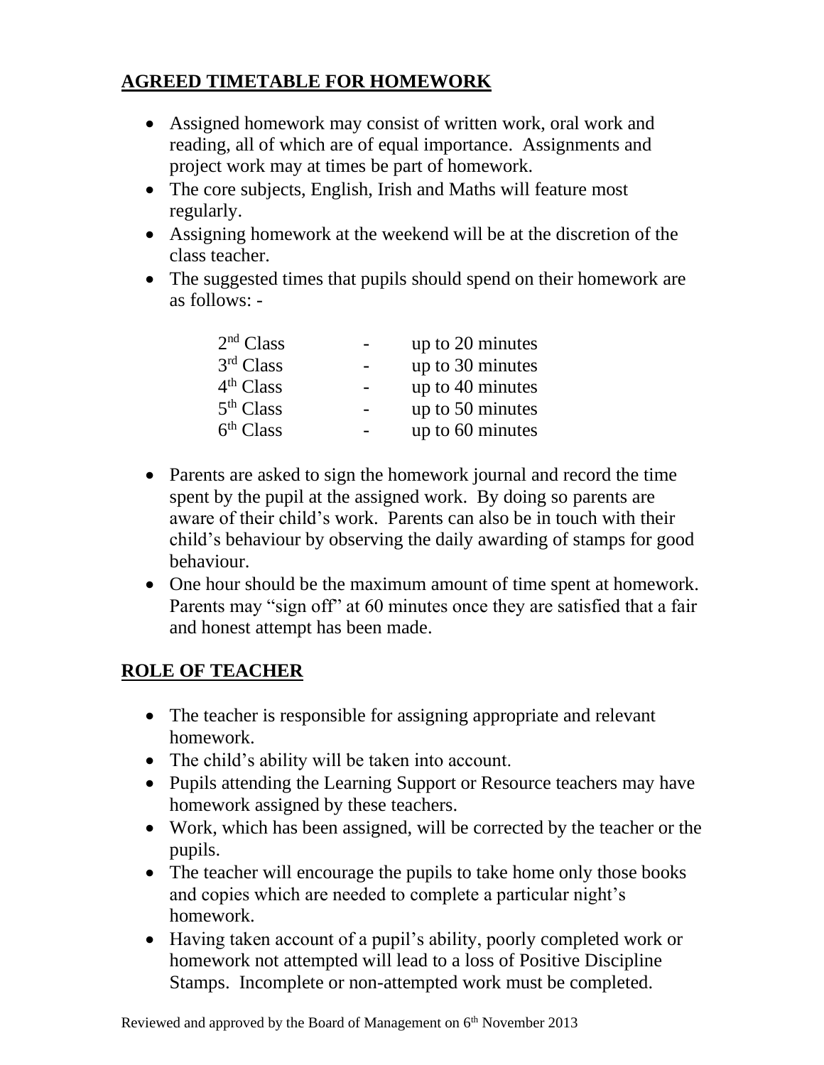## AGREED TIMETABLE FOR HOMEWORK

- Assigned homework may consist of written work, oral work and reading, all of which are of equal importance. Assignments and project work may at times be part of homework.
- The core subjects, English, Irish and Maths will feature most regularly.
- Assigning homework at the weekend will be at the discretion of the class teacher.
- The suggested times that pupils should spend on their homework are as follows: -

| | | |
|---|---|---|
| 2nd Class | - | up to 20 minutes |
| 3rd Class | - | up to 30 minutes |
| 4th Class | - | up to 40 minutes |
| 5th Class | - | up to 50 minutes |
| 6th Class | - | up to 60 minutes |

- Parents are asked to sign the homework journal and record the time spent by the pupil at the assigned work. By doing so parents are aware of their child's work. Parents can also be in touch with their child's behaviour by observing the daily awarding of stamps for good behaviour.
- One hour should be the maximum amount of time spent at homework. Parents may "sign off" at 60 minutes once they are satisfied that a fair and honest attempt has been made.

## ROLE OF TEACHER

- The teacher is responsible for assigning appropriate and relevant homework.
- The child's ability will be taken into account.
- Pupils attending the Learning Support or Resource teachers may have homework assigned by these teachers.
- Work, which has been assigned, will be corrected by the teacher or the pupils.
- The teacher will encourage the pupils to take home only those books and copies which are needed to complete a particular night's homework.
- Having taken account of a pupil's ability, poorly completed work or homework not attempted will lead to a loss of Positive Discipline Stamps. Incomplete or non-attempted work must be completed.